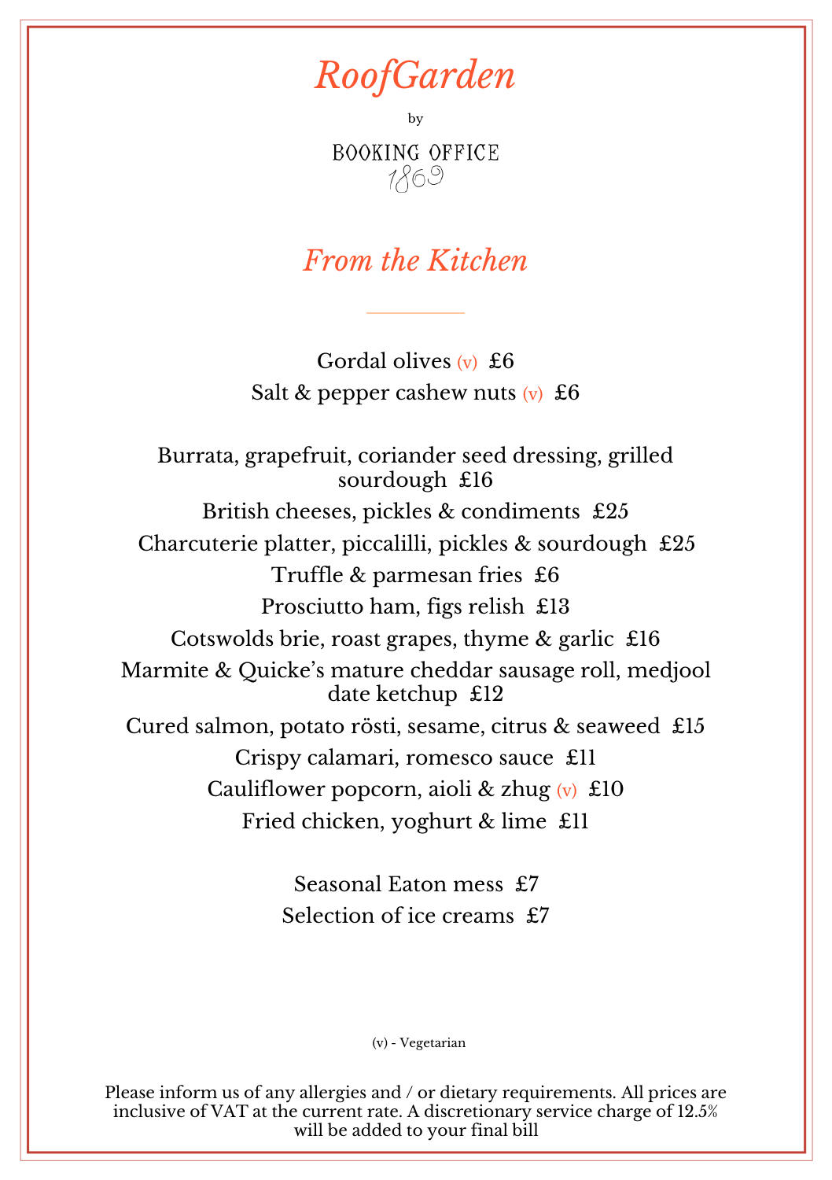# *RoofGarden*

by

BOOKING OFFICE
1869

## *From the Kitchen*

Gordal olives (v) £6

Salt & pepper cashew nuts (v) £6

Burrata, grapefruit, coriander seed dressing, grilled sourdough £16

British cheeses, pickles & condiments £25

Charcuterie platter, piccalilli, pickles & sourdough £25

Truffle & parmesan fries £6

Prosciutto ham, figs relish £13

Cotswolds brie, roast grapes, thyme & garlic £16

Marmite & Quicke's mature cheddar sausage roll, medjool date ketchup £12

Cured salmon, potato rösti, sesame, citrus & seaweed £15

Crispy calamari, romesco sauce £11

Cauliflower popcorn, aioli & zhug (v) £10

Fried chicken, yoghurt & lime £11

Seasonal Eaton mess £7

Selection of ice creams £7

(v) - Vegetarian

Please inform us of any allergies and / or dietary requirements. All prices are inclusive of VAT at the current rate. A discretionary service charge of 12.5% will be added to your final bill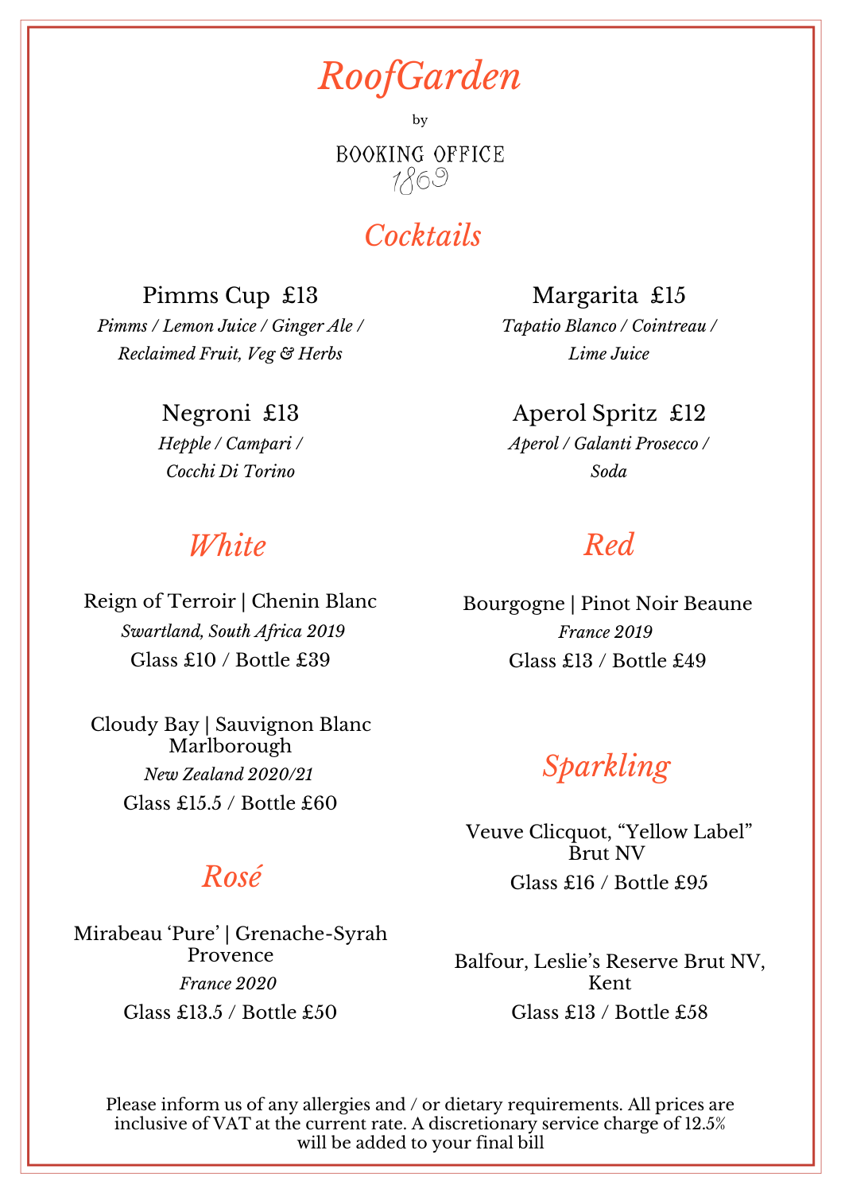# RoofGarden

by

BOOKING OFFICE
1869

## Cocktails

**Pimms Cup £13**
*Pimms / Lemon Juice / Ginger Ale / Reclaimed Fruit, Veg & Herbs*

**Negroni £13**
*Hepple / Campari / Cocchi Di Torino*

**Margarita £15**
*Tapatio Blanco / Cointreau / Lime Juice*

**Aperol Spritz £12**
*Aperol / Galanti Prosecco / Soda*

## White

Reign of Terroir | Chenin Blanc
*Swartland, South Africa 2019*
Glass £10 / Bottle £39

Cloudy Bay | Sauvignon Blanc Marlborough
*New Zealand 2020/21*
Glass £15.5 / Bottle £60

## Rosé

Mirabeau 'Pure' | Grenache-Syrah Provence
*France 2020*
Glass £13.5 / Bottle £50

## Red

Bourgogne | Pinot Noir Beaune
*France 2019*
Glass £13 / Bottle £49

## Sparkling

Veuve Clicquot, "Yellow Label" Brut NV
Glass £16 / Bottle £95

Balfour, Leslie's Reserve Brut NV, Kent
Glass £13 / Bottle £58

Please inform us of any allergies and / or dietary requirements. All prices are inclusive of VAT at the current rate. A discretionary service charge of 12.5% will be added to your final bill